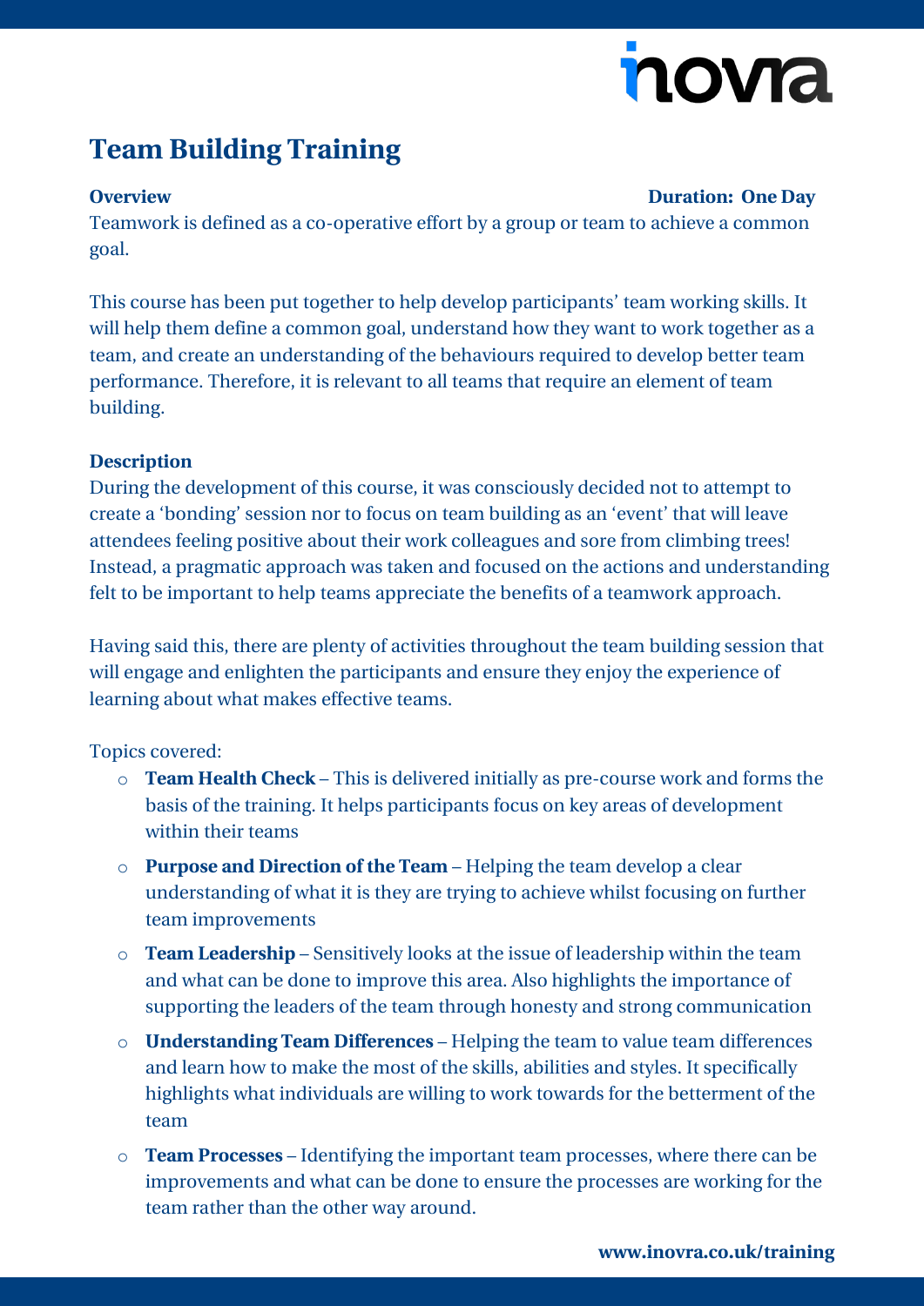# Team Building Training

**Overview** **Duration: One Day**

Teamwork is defined as a co-operative effort by a group or team to achieve a common goal.

This course has been put together to help develop participants' team working skills. It will help them define a common goal, understand how they want to work together as a team, and create an understanding of the behaviours required to develop better team performance. Therefore, it is relevant to all teams that require an element of team building.

**Description**

During the development of this course, it was consciously decided not to attempt to create a 'bonding' session nor to focus on team building as an 'event' that will leave attendees feeling positive about their work colleagues and sore from climbing trees! Instead, a pragmatic approach was taken and focused on the actions and understanding felt to be important to help teams appreciate the benefits of a teamwork approach.

Having said this, there are plenty of activities throughout the team building session that will engage and enlighten the participants and ensure they enjoy the experience of learning about what makes effective teams.

Topics covered:

- **Team Health Check** – This is delivered initially as pre-course work and forms the basis of the training. It helps participants focus on key areas of development within their teams
- **Purpose and Direction of the Team** – Helping the team develop a clear understanding of what it is they are trying to achieve whilst focusing on further team improvements
- **Team Leadership** – Sensitively looks at the issue of leadership within the team and what can be done to improve this area. Also highlights the importance of supporting the leaders of the team through honesty and strong communication
- **Understanding Team Differences** – Helping the team to value team differences and learn how to make the most of the skills, abilities and styles. It specifically highlights what individuals are willing to work towards for the betterment of the team
- **Team Processes** – Identifying the important team processes, where there can be improvements and what can be done to ensure the processes are working for the team rather than the other way around.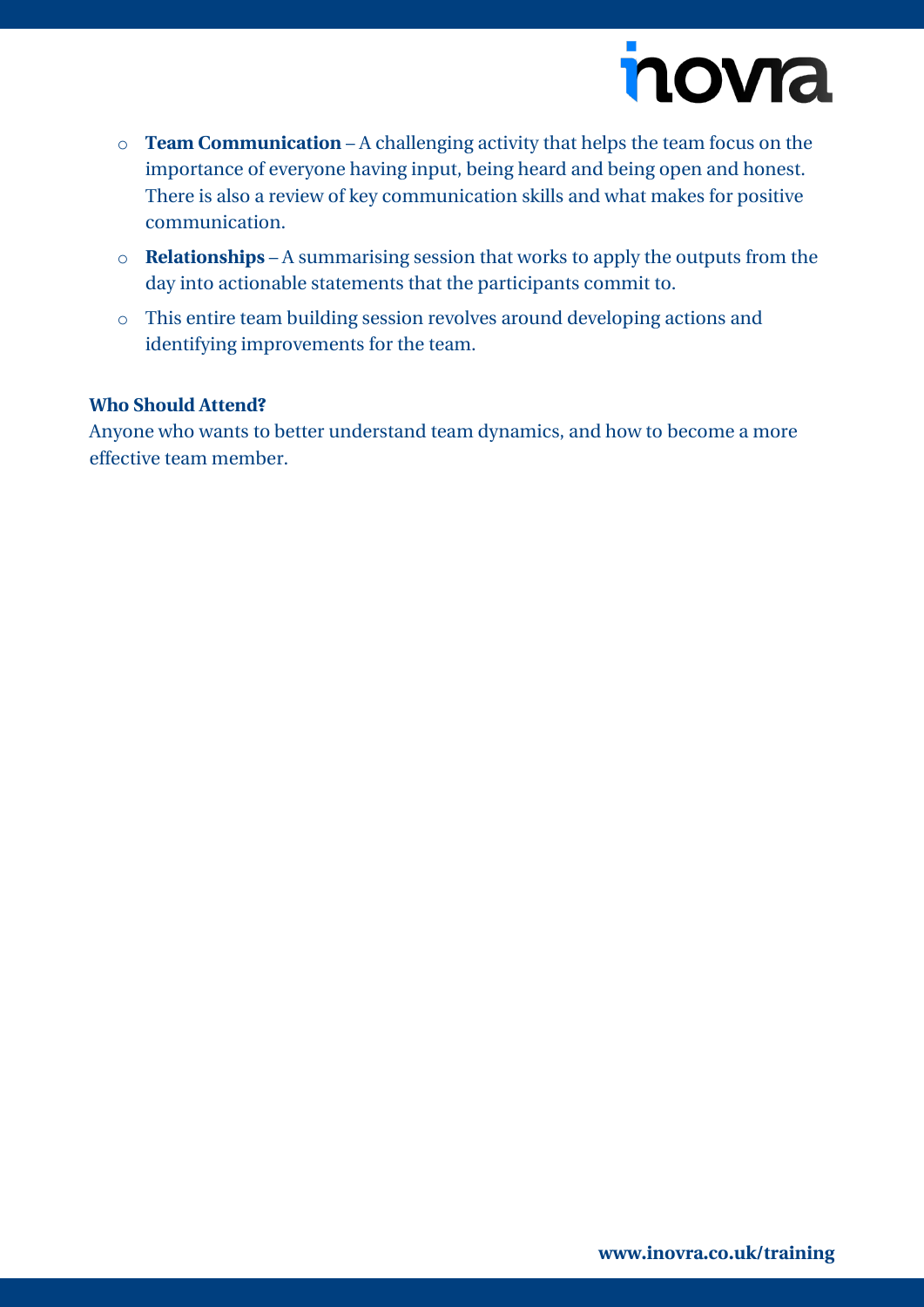- **Team Communication** – A challenging activity that helps the team focus on the importance of everyone having input, being heard and being open and honest. There is also a review of key communication skills and what makes for positive communication.
- **Relationships** – A summarising session that works to apply the outputs from the day into actionable statements that the participants commit to.
- This entire team building session revolves around developing actions and identifying improvements for the team.

**Who Should Attend?**

Anyone who wants to better understand team dynamics, and how to become a more effective team member.